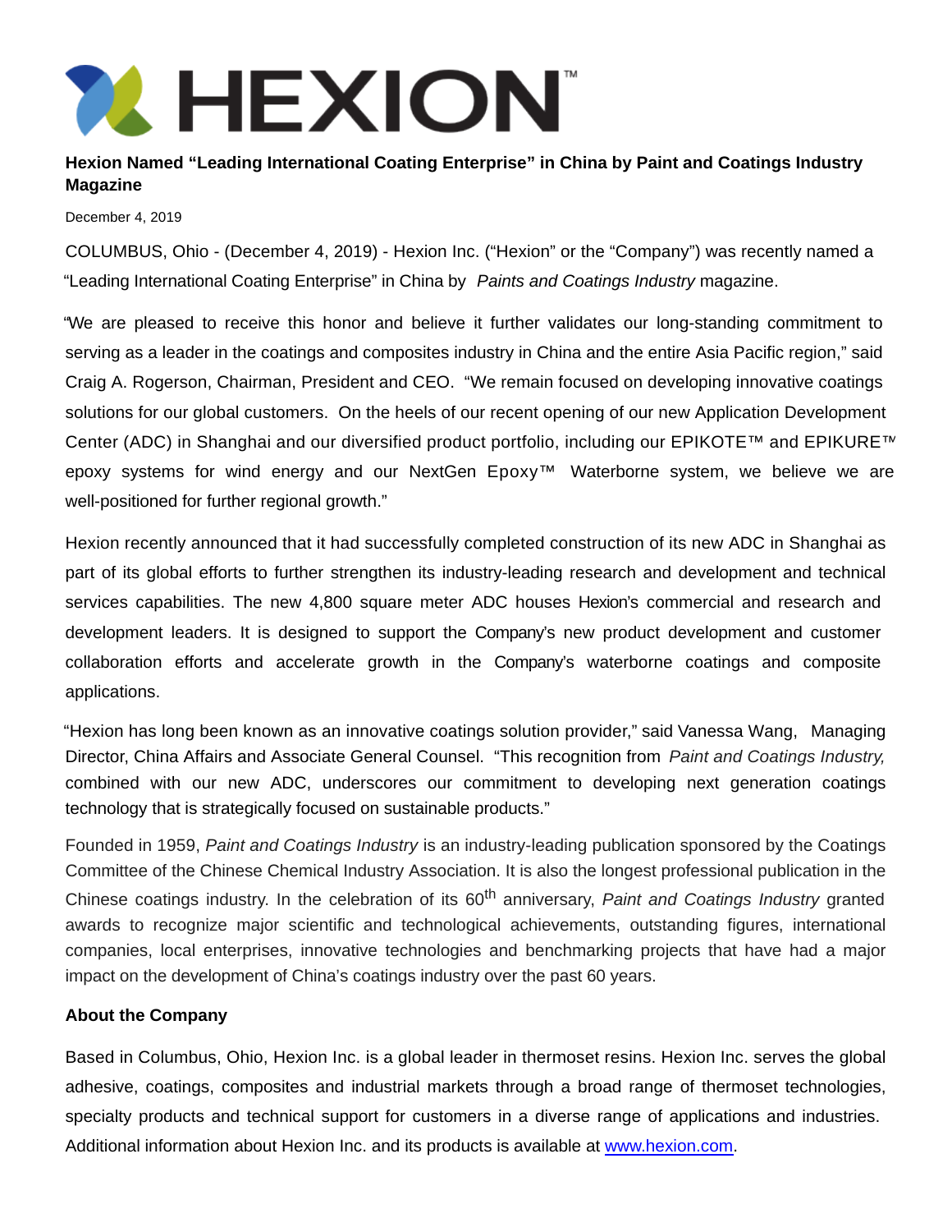HEXION™

**Hexion Named "Leading International Coating Enterprise" in China by Paint and Coatings Industry Magazine**

December 4, 2019

COLUMBUS, Ohio - (December 4, 2019) - Hexion Inc. ("Hexion" or the "Company") was recently named a "Leading International Coating Enterprise" in China by *Paints and Coatings Industry* magazine.

"We are pleased to receive this honor and believe it further validates our long-standing commitment to serving as a leader in the coatings and composites industry in China and the entire Asia Pacific region," said Craig A. Rogerson, Chairman, President and CEO. "We remain focused on developing innovative coatings solutions for our global customers. On the heels of our recent opening of our new Application Development Center (ADC) in Shanghai and our diversified product portfolio, including our EPIKOTE™ and EPIKURE™ epoxy systems for wind energy and our NextGen Epoxy™ Waterborne system, we believe we are well-positioned for further regional growth."

Hexion recently announced that it had successfully completed construction of its new ADC in Shanghai as part of its global efforts to further strengthen its industry-leading research and development and technical services capabilities. The new 4,800 square meter ADC houses Hexion's commercial and research and development leaders. It is designed to support the Company's new product development and customer collaboration efforts and accelerate growth in the Company's waterborne coatings and composite applications.

"Hexion has long been known as an innovative coatings solution provider," said Vanessa Wang, Managing Director, China Affairs and Associate General Counsel. "This recognition from *Paint and Coatings Industry,* combined with our new ADC, underscores our commitment to developing next generation coatings technology that is strategically focused on sustainable products."

Founded in 1959, *Paint and Coatings Industry* is an industry-leading publication sponsored by the Coatings Committee of the Chinese Chemical Industry Association. It is also the longest professional publication in the Chinese coatings industry. In the celebration of its 60th anniversary, *Paint and Coatings Industry* granted awards to recognize major scientific and technological achievements, outstanding figures, international companies, local enterprises, innovative technologies and benchmarking projects that have had a major impact on the development of China's coatings industry over the past 60 years.

**About the Company**

Based in Columbus, Ohio, Hexion Inc. is a global leader in thermoset resins. Hexion Inc. serves the global adhesive, coatings, composites and industrial markets through a broad range of thermoset technologies, specialty products and technical support for customers in a diverse range of applications and industries. Additional information about Hexion Inc. and its products is available at www.hexion.com.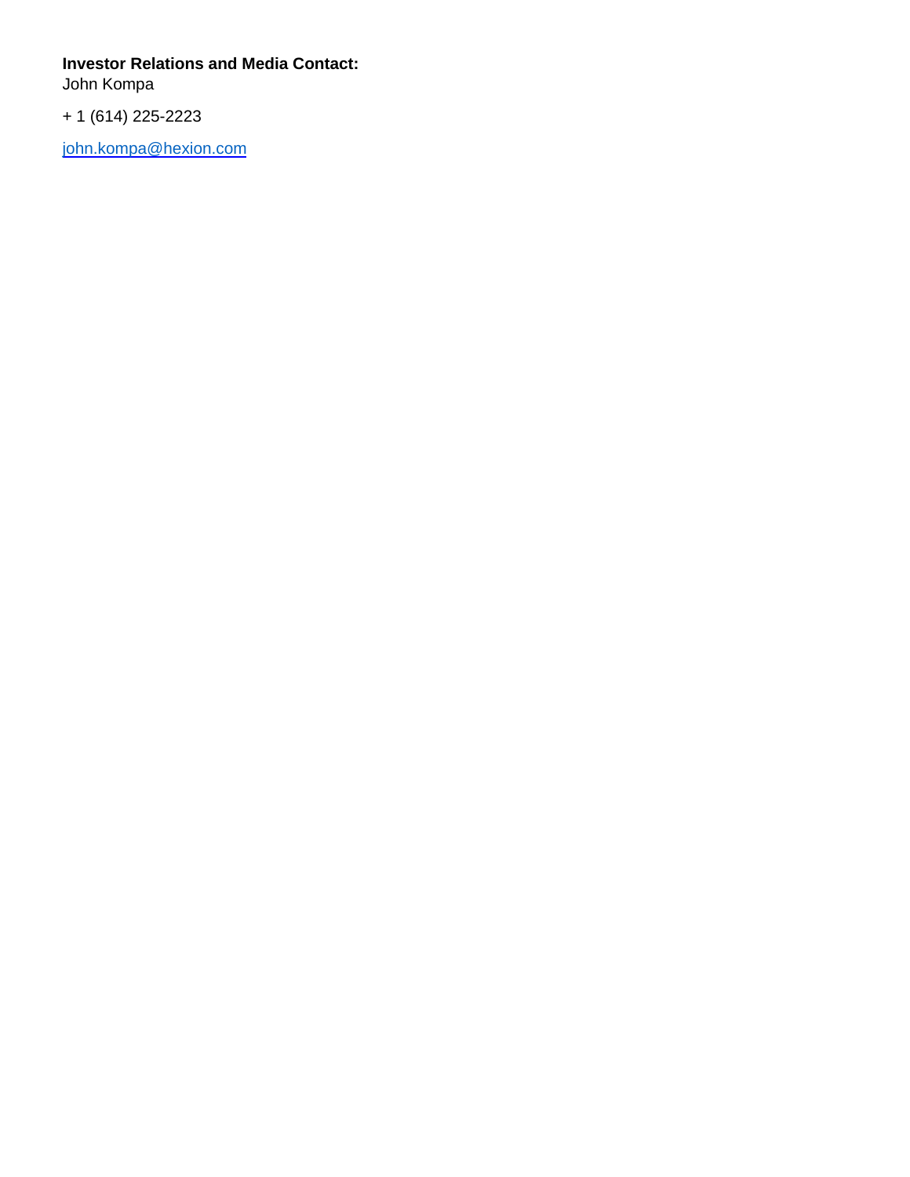**Investor Relations and Media Contact:**
John Kompa

+ 1 (614) 225-2223

john.kompa@hexion.com